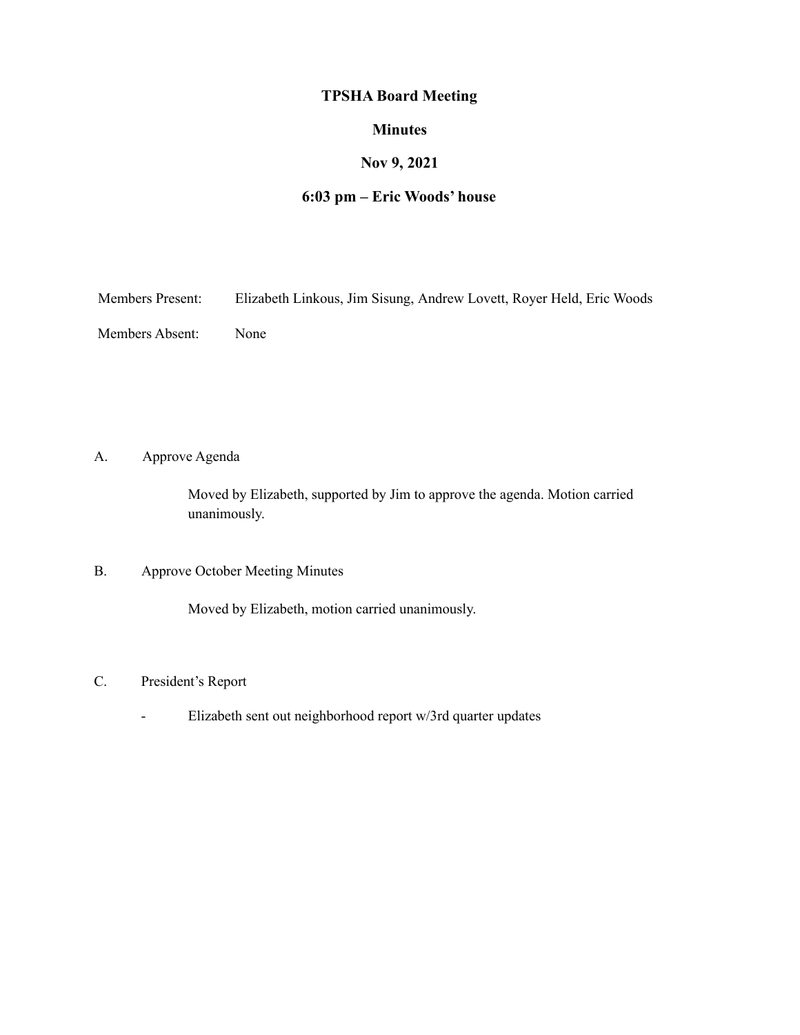# TPSHA Board Meeting

## Minutes

## Nov 9, 2021

## 6:03 pm – Eric Woods' house

Members Present: Elizabeth Linkous, Jim Sisung, Andrew Lovett, Royer Held, Eric Woods

Members Absent: None

A. Approve Agenda

Moved by Elizabeth, supported by Jim to approve the agenda. Motion carried unanimously.

B. Approve October Meeting Minutes

Moved by Elizabeth, motion carried unanimously.

C. President's Report

- Elizabeth sent out neighborhood report w/3rd quarter updates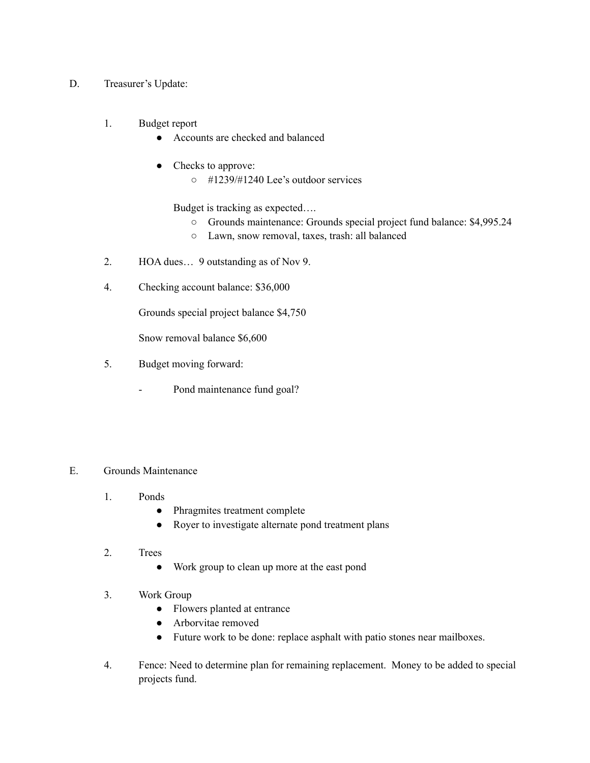D. Treasurer's Update:

1. Budget report
   - Accounts are checked and balanced

   - Checks to approve:
     - #1239/#1240 Lee's outdoor services

   Budget is tracking as expected….
     - Grounds maintenance: Grounds special project fund balance: $4,995.24
     - Lawn, snow removal, taxes, trash: all balanced

2. HOA dues… 9 outstanding as of Nov 9.

4. Checking account balance: $36,000

   Grounds special project balance $4,750

   Snow removal balance $6,600

5. Budget moving forward:

   - Pond maintenance fund goal?

E. Grounds Maintenance

1. Ponds
   - Phragmites treatment complete
   - Royer to investigate alternate pond treatment plans

2. Trees
   - Work group to clean up more at the east pond

3. Work Group
   - Flowers planted at entrance
   - Arborvitae removed
   - Future work to be done: replace asphalt with patio stones near mailboxes.

4. Fence: Need to determine plan for remaining replacement. Money to be added to special projects fund.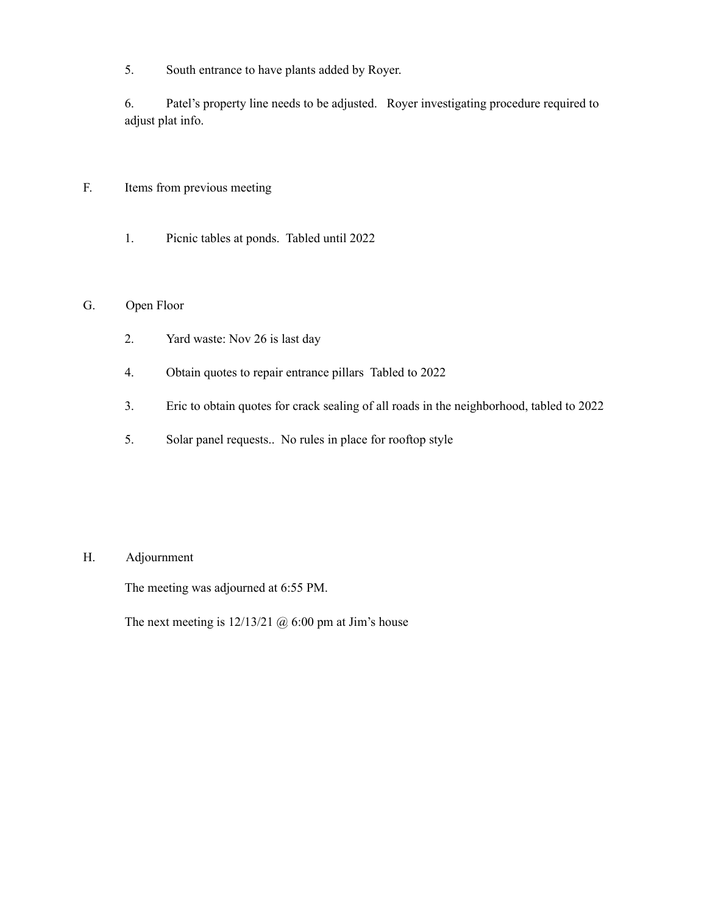5. South entrance to have plants added by Royer.

6. Patel's property line needs to be adjusted. Royer investigating procedure required to adjust plat info.

F. Items from previous meeting

1. Picnic tables at ponds. Tabled until 2022

G. Open Floor

2. Yard waste: Nov 26 is last day

4. Obtain quotes to repair entrance pillars Tabled to 2022

3. Eric to obtain quotes for crack sealing of all roads in the neighborhood, tabled to 2022

5. Solar panel requests.. No rules in place for rooftop style

H. Adjournment

The meeting was adjourned at 6:55 PM.

The next meeting is 12/13/21 @ 6:00 pm at Jim's house